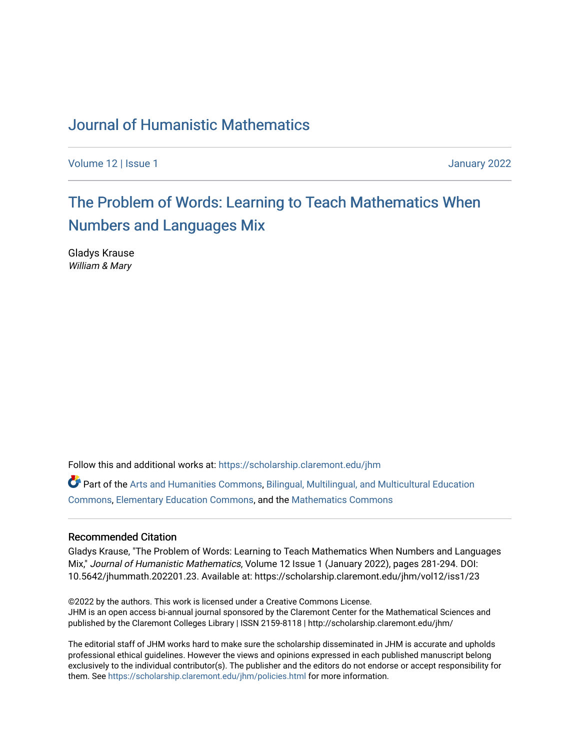# Journal of Humanistic Mathematics

Volume 12 | Issue 1 January 2022

## The Problem of Words: Learning to Teach Mathematics When Numbers and Languages Mix

Gladys Krause
*William & Mary*

Follow this and additional works at: https://scholarship.claremont.edu/jhm

Part of the Arts and Humanities Commons, Bilingual, Multilingual, and Multicultural Education Commons, Elementary Education Commons, and the Mathematics Commons

### Recommended Citation

Gladys Krause, "The Problem of Words: Learning to Teach Mathematics When Numbers and Languages Mix," *Journal of Humanistic Mathematics*, Volume 12 Issue 1 (January 2022), pages 281-294. DOI: 10.5642/jhummath.202201.23. Available at: https://scholarship.claremont.edu/jhm/vol12/iss1/23

©2022 by the authors. This work is licensed under a Creative Commons License.
JHM is an open access bi-annual journal sponsored by the Claremont Center for the Mathematical Sciences and published by the Claremont Colleges Library | ISSN 2159-8118 | http://scholarship.claremont.edu/jhm/

The editorial staff of JHM works hard to make sure the scholarship disseminated in JHM is accurate and upholds professional ethical guidelines. However the views and opinions expressed in each published manuscript belong exclusively to the individual contributor(s). The publisher and the editors do not endorse or accept responsibility for them. See https://scholarship.claremont.edu/jhm/policies.html for more information.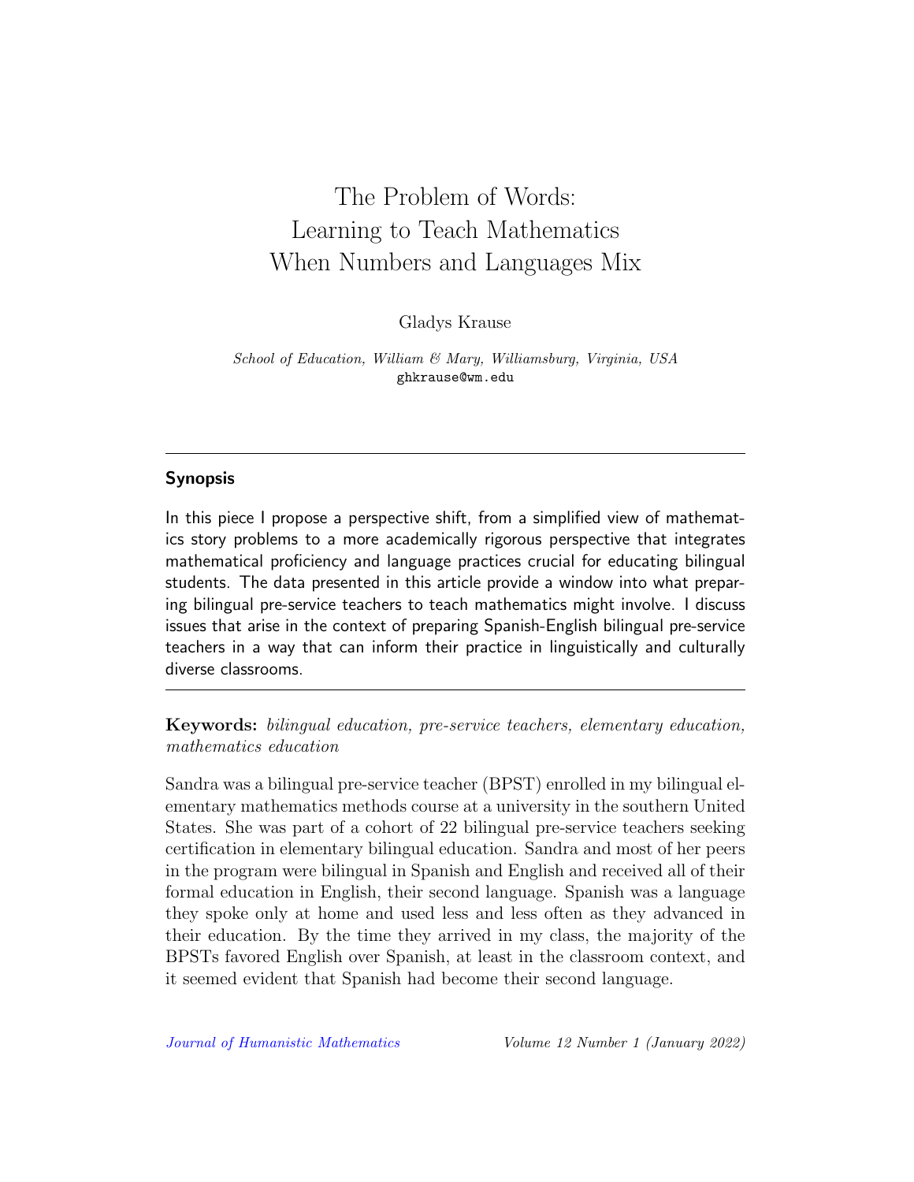# The Problem of Words: Learning to Teach Mathematics When Numbers and Languages Mix

Gladys Krause

*School of Education, William & Mary, Williamsburg, Virginia, USA*
ghkrause@wm.edu

## Synopsis

In this piece I propose a perspective shift, from a simplified view of mathematics story problems to a more academically rigorous perspective that integrates mathematical proficiency and language practices crucial for educating bilingual students. The data presented in this article provide a window into what preparing bilingual pre-service teachers to teach mathematics might involve. I discuss issues that arise in the context of preparing Spanish-English bilingual pre-service teachers in a way that can inform their practice in linguistically and culturally diverse classrooms.

**Keywords:** *bilingual education, pre-service teachers, elementary education, mathematics education*

Sandra was a bilingual pre-service teacher (BPST) enrolled in my bilingual elementary mathematics methods course at a university in the southern United States. She was part of a cohort of 22 bilingual pre-service teachers seeking certification in elementary bilingual education. Sandra and most of her peers in the program were bilingual in Spanish and English and received all of their formal education in English, their second language. Spanish was a language they spoke only at home and used less and less often as they advanced in their education. By the time they arrived in my class, the majority of the BPSTs favored English over Spanish, at least in the classroom context, and it seemed evident that Spanish had become their second language.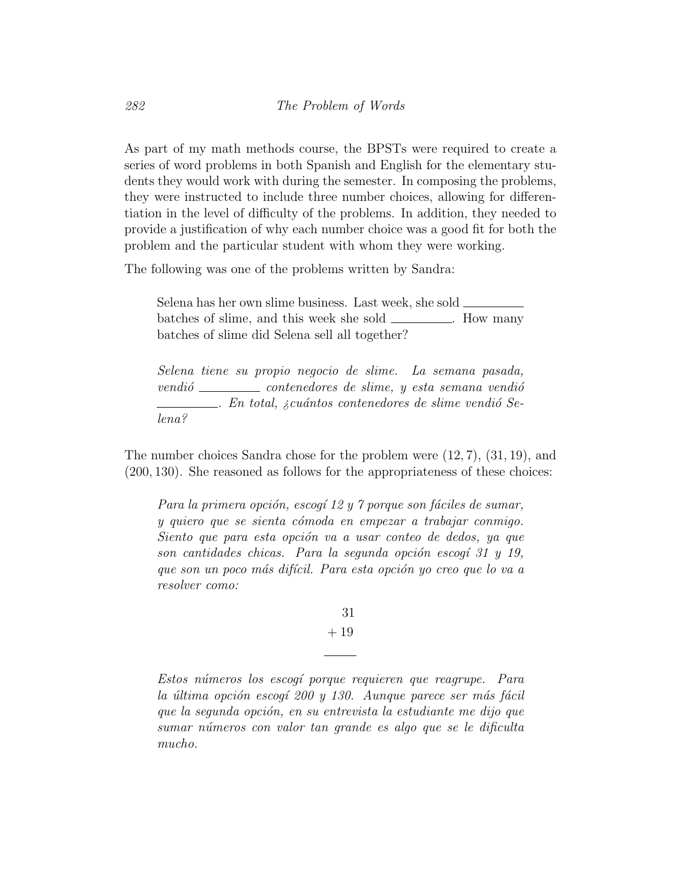As part of my math methods course, the BPSTs were required to create a series of word problems in both Spanish and English for the elementary students they would work with during the semester. In composing the problems, they were instructed to include three number choices, allowing for differentiation in the level of difficulty of the problems. In addition, they needed to provide a justification of why each number choice was a good fit for both the problem and the particular student with whom they were working.

The following was one of the problems written by Sandra:

> Selena has her own slime business. Last week, she sold _________ batches of slime, and this week she sold _________. How many batches of slime did Selena sell all together?
>
> *Selena tiene su propio negocio de slime. La semana pasada, vendió _________ contenedores de slime, y esta semana vendió _________. En total, ¿cuántos contenedores de slime vendió Selena?*

The number choices Sandra chose for the problem were $(12, 7)$, $(31, 19)$, and $(200, 130)$. She reasoned as follows for the appropriateness of these choices:

> *Para la primera opción, escogí 12 y 7 porque son fáciles de sumar, y quiero que se sienta cómoda en empezar a trabajar conmigo. Siento que para esta opción va a usar conteo de dedos, ya que son cantidades chicas. Para la segunda opción escogí 31 y 19, que son un poco más difícil. Para esta opción yo creo que lo va a resolver como:*
>
> $$\begin{array}{r} 31 \\ +\ 19 \\ \hline \end{array}$$
>
> *Estos números los escogí porque requieren que reagrupe. Para la última opción escogí 200 y 130. Aunque parece ser más fácil que la segunda opción, en su entrevista la estudiante me dijo que sumar números con valor tan grande es algo que se le dificulta mucho.*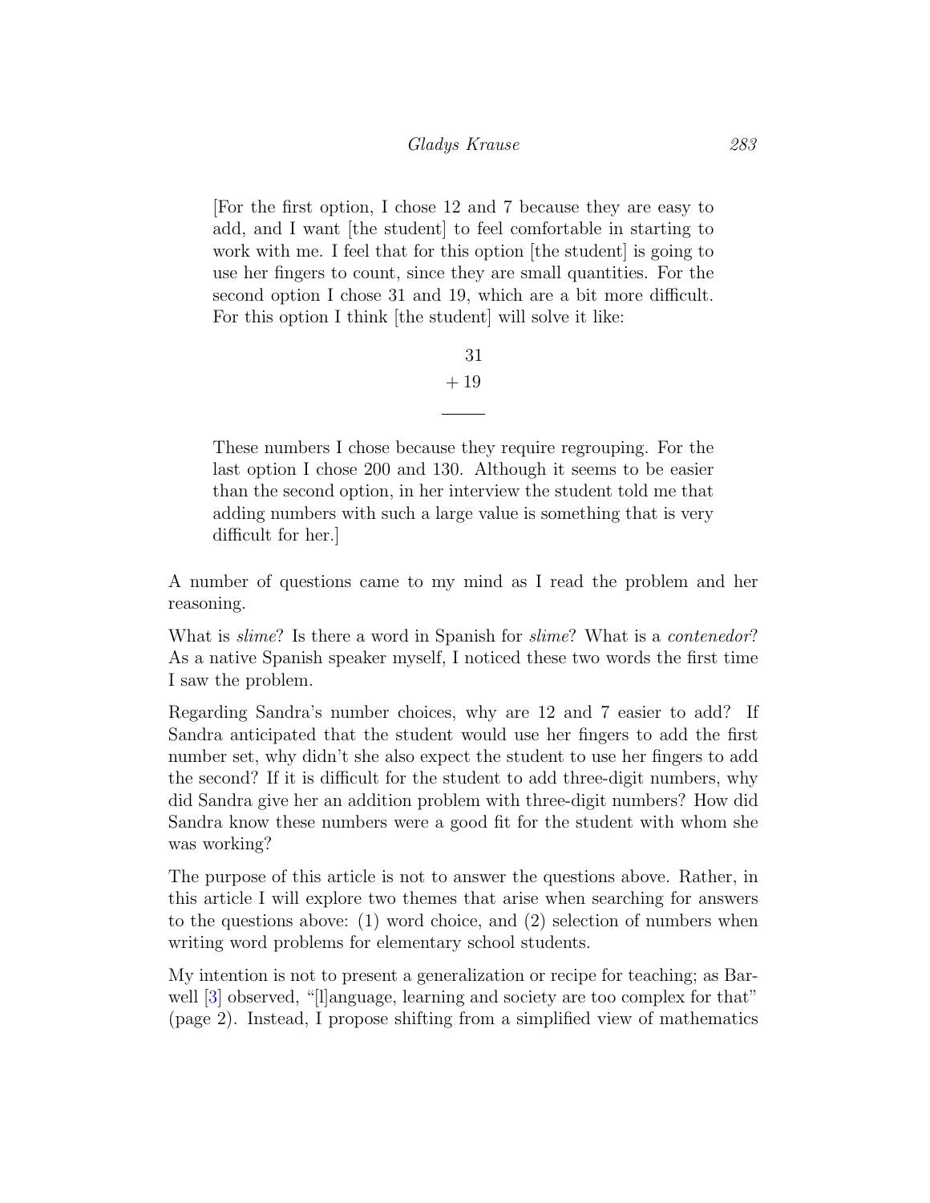> [For the first option, I chose 12 and 7 because they are easy to add, and I want [the student] to feel comfortable in starting to work with me. I feel that for this option [the student] is going to use her fingers to count, since they are small quantities. For the second option I chose 31 and 19, which are a bit more difficult. For this option I think [the student] will solve it like:
>
> $$\begin{array}{r} 31 \\ +\,19 \\ \hline \end{array}$$
>
> These numbers I chose because they require regrouping. For the last option I chose 200 and 130. Although it seems to be easier than the second option, in her interview the student told me that adding numbers with such a large value is something that is very difficult for her.]

A number of questions came to my mind as I read the problem and her reasoning.

What is *slime*? Is there a word in Spanish for *slime*? What is a *contenedor*? As a native Spanish speaker myself, I noticed these two words the first time I saw the problem.

Regarding Sandra's number choices, why are 12 and 7 easier to add? If Sandra anticipated that the student would use her fingers to add the first number set, why didn't she also expect the student to use her fingers to add the second? If it is difficult for the student to add three-digit numbers, why did Sandra give her an addition problem with three-digit numbers? How did Sandra know these numbers were a good fit for the student with whom she was working?

The purpose of this article is not to answer the questions above. Rather, in this article I will explore two themes that arise when searching for answers to the questions above: (1) word choice, and (2) selection of numbers when writing word problems for elementary school students.

My intention is not to present a generalization or recipe for teaching; as Barwell [3] observed, "[l]anguage, learning and society are too complex for that" (page 2). Instead, I propose shifting from a simplified view of mathematics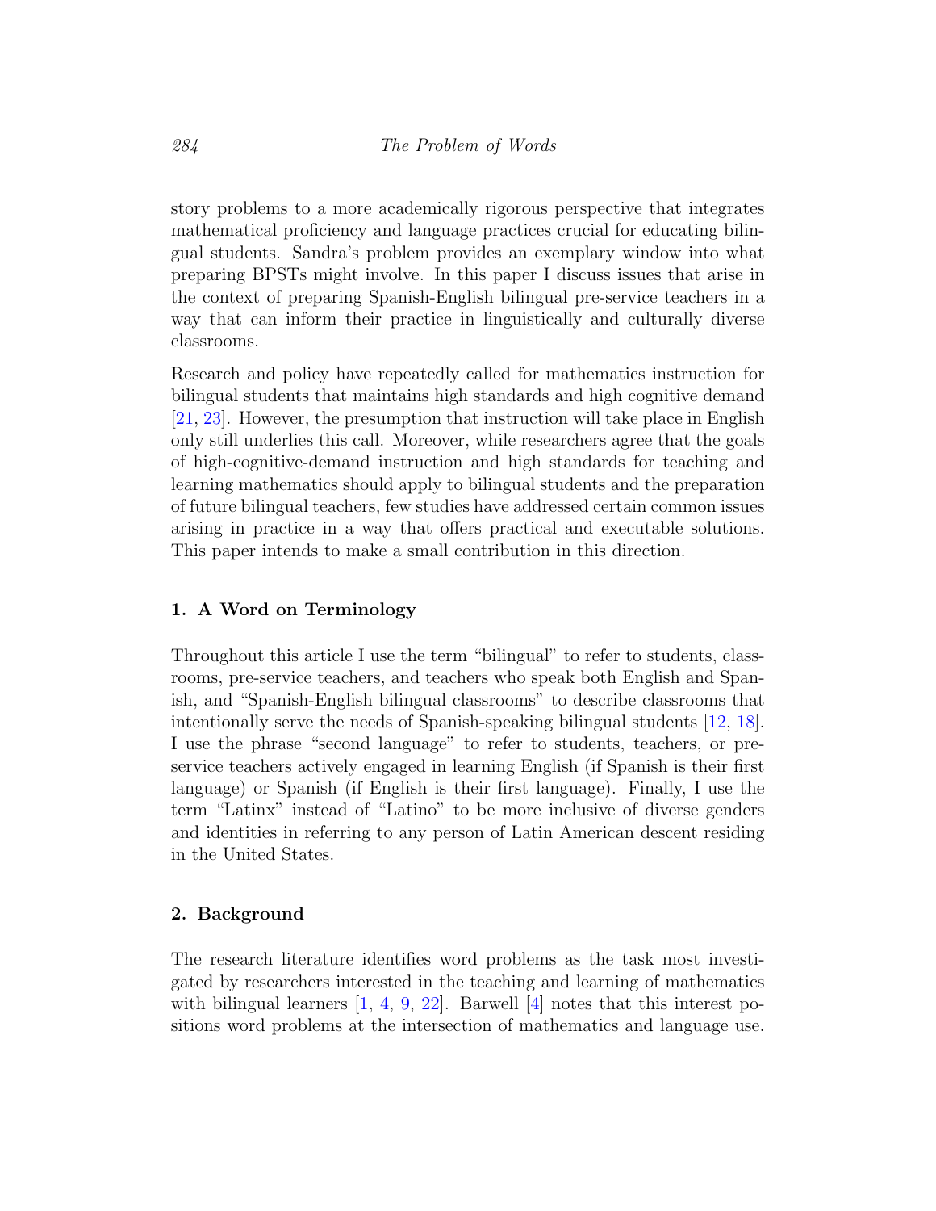story problems to a more academically rigorous perspective that integrates mathematical proficiency and language practices crucial for educating bilingual students. Sandra's problem provides an exemplary window into what preparing BPSTs might involve. In this paper I discuss issues that arise in the context of preparing Spanish-English bilingual pre-service teachers in a way that can inform their practice in linguistically and culturally diverse classrooms.

Research and policy have repeatedly called for mathematics instruction for bilingual students that maintains high standards and high cognitive demand [21, 23]. However, the presumption that instruction will take place in English only still underlies this call. Moreover, while researchers agree that the goals of high-cognitive-demand instruction and high standards for teaching and learning mathematics should apply to bilingual students and the preparation of future bilingual teachers, few studies have addressed certain common issues arising in practice in a way that offers practical and executable solutions. This paper intends to make a small contribution in this direction.

## 1. A Word on Terminology

Throughout this article I use the term "bilingual" to refer to students, classrooms, pre-service teachers, and teachers who speak both English and Spanish, and "Spanish-English bilingual classrooms" to describe classrooms that intentionally serve the needs of Spanish-speaking bilingual students [12, 18]. I use the phrase "second language" to refer to students, teachers, or pre-service teachers actively engaged in learning English (if Spanish is their first language) or Spanish (if English is their first language). Finally, I use the term "Latinx" instead of "Latino" to be more inclusive of diverse genders and identities in referring to any person of Latin American descent residing in the United States.

## 2. Background

The research literature identifies word problems as the task most investigated by researchers interested in the teaching and learning of mathematics with bilingual learners [1, 4, 9, 22]. Barwell [4] notes that this interest positions word problems at the intersection of mathematics and language use.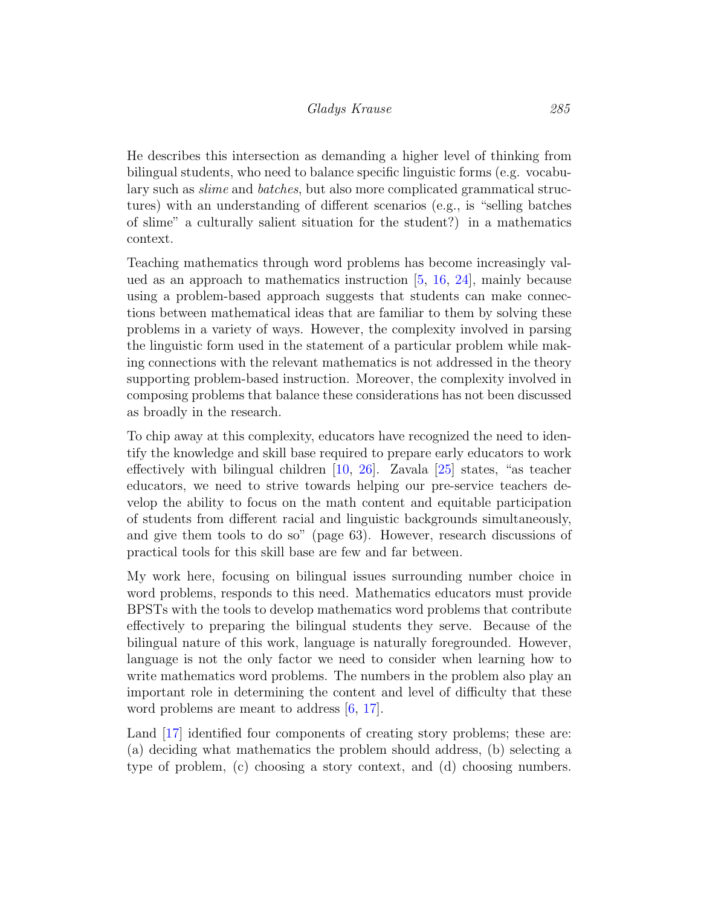He describes this intersection as demanding a higher level of thinking from bilingual students, who need to balance specific linguistic forms (e.g. vocabulary such as *slime* and *batches*, but also more complicated grammatical structures) with an understanding of different scenarios (e.g., is "selling batches of slime" a culturally salient situation for the student?) in a mathematics context.

Teaching mathematics through word problems has become increasingly valued as an approach to mathematics instruction [5, 16, 24], mainly because using a problem-based approach suggests that students can make connections between mathematical ideas that are familiar to them by solving these problems in a variety of ways. However, the complexity involved in parsing the linguistic form used in the statement of a particular problem while making connections with the relevant mathematics is not addressed in the theory supporting problem-based instruction. Moreover, the complexity involved in composing problems that balance these considerations has not been discussed as broadly in the research.

To chip away at this complexity, educators have recognized the need to identify the knowledge and skill base required to prepare early educators to work effectively with bilingual children [10, 26]. Zavala [25] states, "as teacher educators, we need to strive towards helping our pre-service teachers develop the ability to focus on the math content and equitable participation of students from different racial and linguistic backgrounds simultaneously, and give them tools to do so" (page 63). However, research discussions of practical tools for this skill base are few and far between.

My work here, focusing on bilingual issues surrounding number choice in word problems, responds to this need. Mathematics educators must provide BPSTs with the tools to develop mathematics word problems that contribute effectively to preparing the bilingual students they serve. Because of the bilingual nature of this work, language is naturally foregrounded. However, language is not the only factor we need to consider when learning how to write mathematics word problems. The numbers in the problem also play an important role in determining the content and level of difficulty that these word problems are meant to address [6, 17].

Land [17] identified four components of creating story problems; these are: (a) deciding what mathematics the problem should address, (b) selecting a type of problem, (c) choosing a story context, and (d) choosing numbers.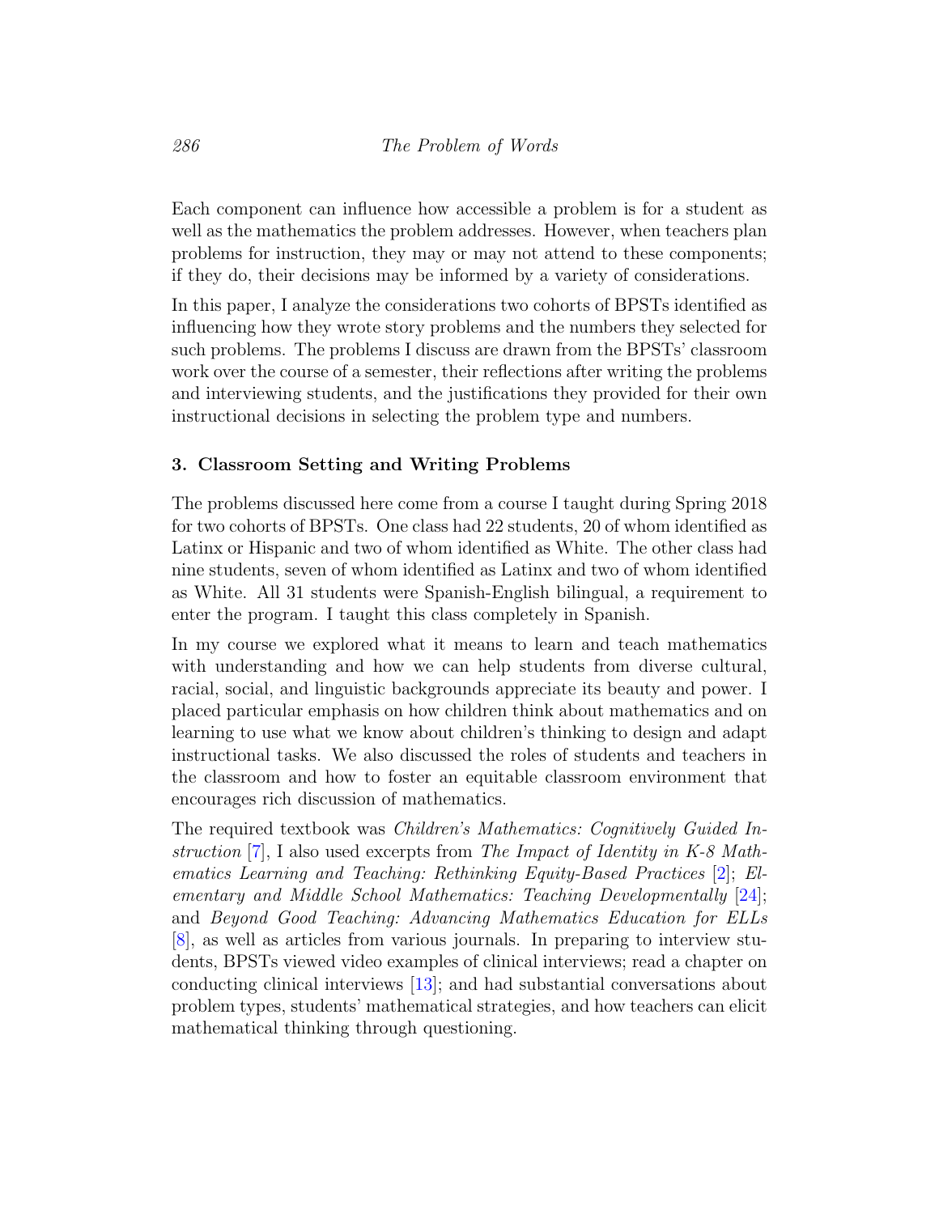Each component can influence how accessible a problem is for a student as well as the mathematics the problem addresses. However, when teachers plan problems for instruction, they may or may not attend to these components; if they do, their decisions may be informed by a variety of considerations.

In this paper, I analyze the considerations two cohorts of BPSTs identified as influencing how they wrote story problems and the numbers they selected for such problems. The problems I discuss are drawn from the BPSTs' classroom work over the course of a semester, their reflections after writing the problems and interviewing students, and the justifications they provided for their own instructional decisions in selecting the problem type and numbers.

## 3. Classroom Setting and Writing Problems

The problems discussed here come from a course I taught during Spring 2018 for two cohorts of BPSTs. One class had 22 students, 20 of whom identified as Latinx or Hispanic and two of whom identified as White. The other class had nine students, seven of whom identified as Latinx and two of whom identified as White. All 31 students were Spanish-English bilingual, a requirement to enter the program. I taught this class completely in Spanish.

In my course we explored what it means to learn and teach mathematics with understanding and how we can help students from diverse cultural, racial, social, and linguistic backgrounds appreciate its beauty and power. I placed particular emphasis on how children think about mathematics and on learning to use what we know about children's thinking to design and adapt instructional tasks. We also discussed the roles of students and teachers in the classroom and how to foster an equitable classroom environment that encourages rich discussion of mathematics.

The required textbook was *Children's Mathematics: Cognitively Guided Instruction* [7], I also used excerpts from *The Impact of Identity in K-8 Mathematics Learning and Teaching: Rethinking Equity-Based Practices* [2]; *Elementary and Middle School Mathematics: Teaching Developmentally* [24]; and *Beyond Good Teaching: Advancing Mathematics Education for ELLs* [8], as well as articles from various journals. In preparing to interview students, BPSTs viewed video examples of clinical interviews; read a chapter on conducting clinical interviews [13]; and had substantial conversations about problem types, students' mathematical strategies, and how teachers can elicit mathematical thinking through questioning.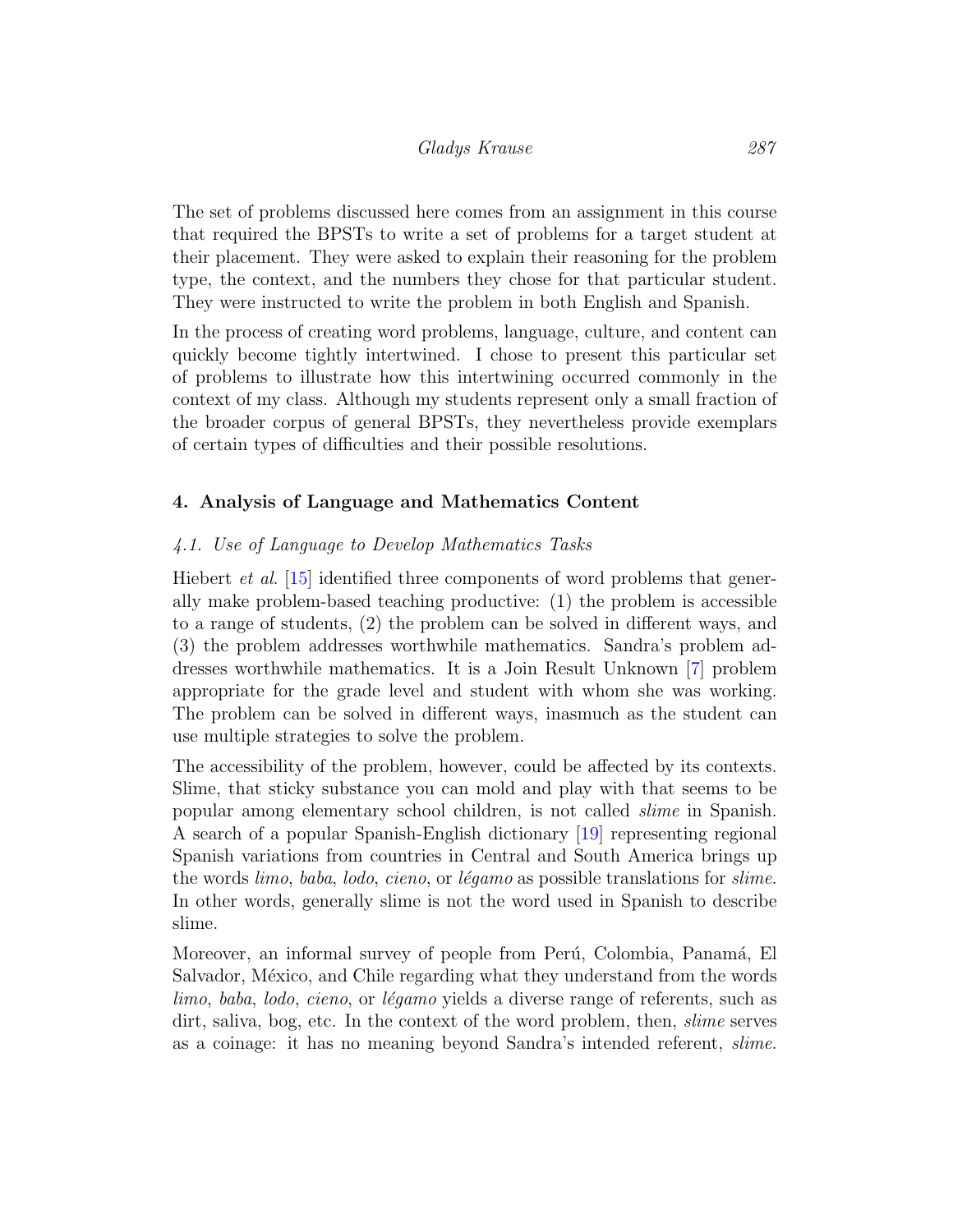The set of problems discussed here comes from an assignment in this course that required the BPSTs to write a set of problems for a target student at their placement. They were asked to explain their reasoning for the problem type, the context, and the numbers they chose for that particular student. They were instructed to write the problem in both English and Spanish.

In the process of creating word problems, language, culture, and content can quickly become tightly intertwined. I chose to present this particular set of problems to illustrate how this intertwining occurred commonly in the context of my class. Although my students represent only a small fraction of the broader corpus of general BPSTs, they nevertheless provide exemplars of certain types of difficulties and their possible resolutions.

## 4. Analysis of Language and Mathematics Content

### *4.1. Use of Language to Develop Mathematics Tasks*

Hiebert *et al.* [15] identified three components of word problems that generally make problem-based teaching productive: (1) the problem is accessible to a range of students, (2) the problem can be solved in different ways, and (3) the problem addresses worthwhile mathematics. Sandra's problem addresses worthwhile mathematics. It is a Join Result Unknown [7] problem appropriate for the grade level and student with whom she was working. The problem can be solved in different ways, inasmuch as the student can use multiple strategies to solve the problem.

The accessibility of the problem, however, could be affected by its contexts. Slime, that sticky substance you can mold and play with that seems to be popular among elementary school children, is not called *slime* in Spanish. A search of a popular Spanish-English dictionary [19] representing regional Spanish variations from countries in Central and South America brings up the words *limo*, *baba*, *lodo*, *cieno*, or *légamo* as possible translations for *slime*. In other words, generally slime is not the word used in Spanish to describe slime.

Moreover, an informal survey of people from Perú, Colombia, Panamá, El Salvador, México, and Chile regarding what they understand from the words *limo*, *baba*, *lodo*, *cieno*, or *légamo* yields a diverse range of referents, such as dirt, saliva, bog, etc. In the context of the word problem, then, *slime* serves as a coinage: it has no meaning beyond Sandra's intended referent, *slime*.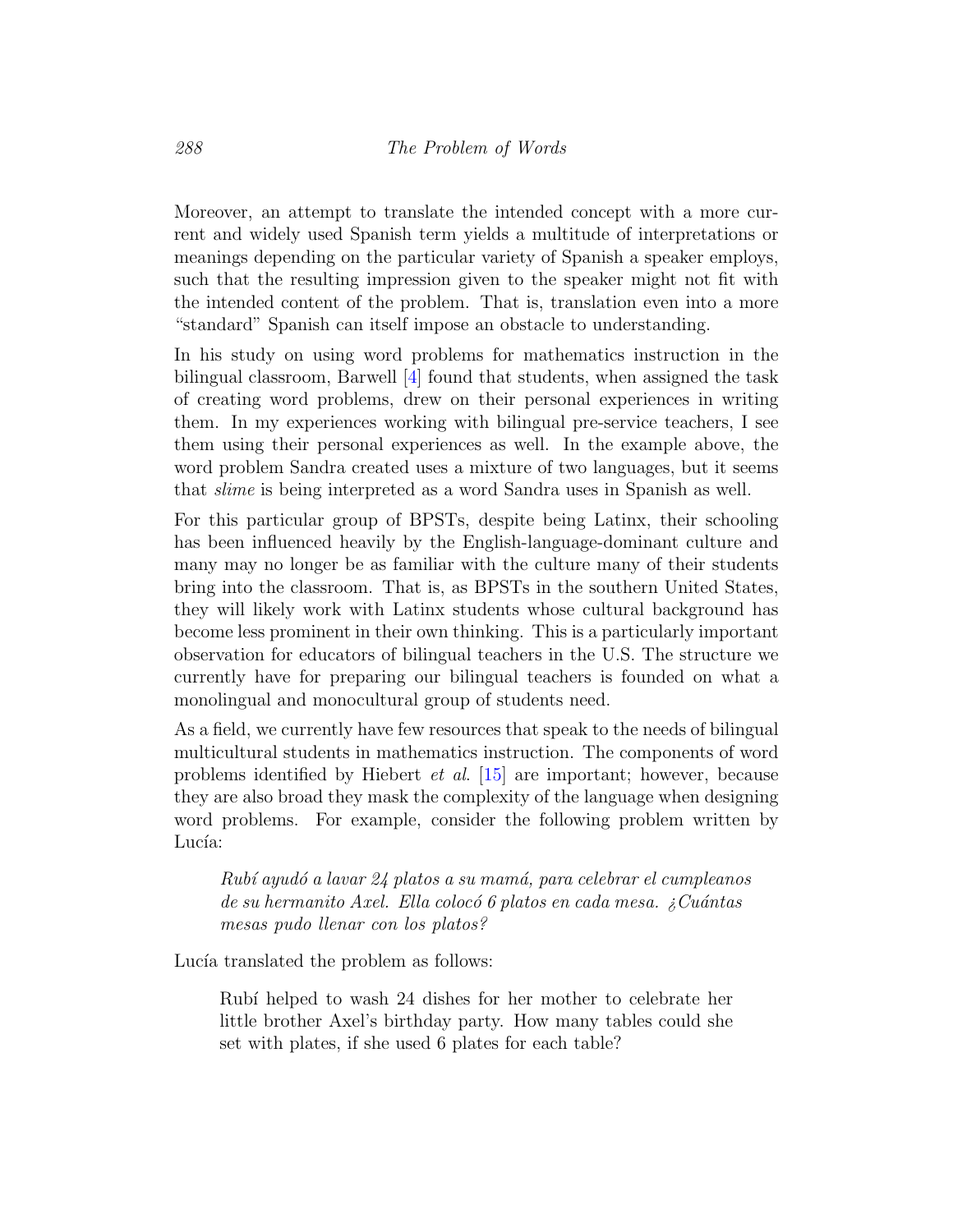Moreover, an attempt to translate the intended concept with a more current and widely used Spanish term yields a multitude of interpretations or meanings depending on the particular variety of Spanish a speaker employs, such that the resulting impression given to the speaker might not fit with the intended content of the problem. That is, translation even into a more "standard" Spanish can itself impose an obstacle to understanding.

In his study on using word problems for mathematics instruction in the bilingual classroom, Barwell [4] found that students, when assigned the task of creating word problems, drew on their personal experiences in writing them. In my experiences working with bilingual pre-service teachers, I see them using their personal experiences as well. In the example above, the word problem Sandra created uses a mixture of two languages, but it seems that *slime* is being interpreted as a word Sandra uses in Spanish as well.

For this particular group of BPSTs, despite being Latinx, their schooling has been influenced heavily by the English-language-dominant culture and many may no longer be as familiar with the culture many of their students bring into the classroom. That is, as BPSTs in the southern United States, they will likely work with Latinx students whose cultural background has become less prominent in their own thinking. This is a particularly important observation for educators of bilingual teachers in the U.S. The structure we currently have for preparing our bilingual teachers is founded on what a monolingual and monocultural group of students need.

As a field, we currently have few resources that speak to the needs of bilingual multicultural students in mathematics instruction. The components of word problems identified by Hiebert *et al.* [15] are important; however, because they are also broad they mask the complexity of the language when designing word problems. For example, consider the following problem written by Lucía:

> *Rubí ayudó a lavar 24 platos a su mamá, para celebrar el cumpleanos de su hermanito Axel. Ella colocó 6 platos en cada mesa. ¿Cuántas mesas pudo llenar con los platos?*

Lucía translated the problem as follows:

> Rubí helped to wash 24 dishes for her mother to celebrate her little brother Axel's birthday party. How many tables could she set with plates, if she used 6 plates for each table?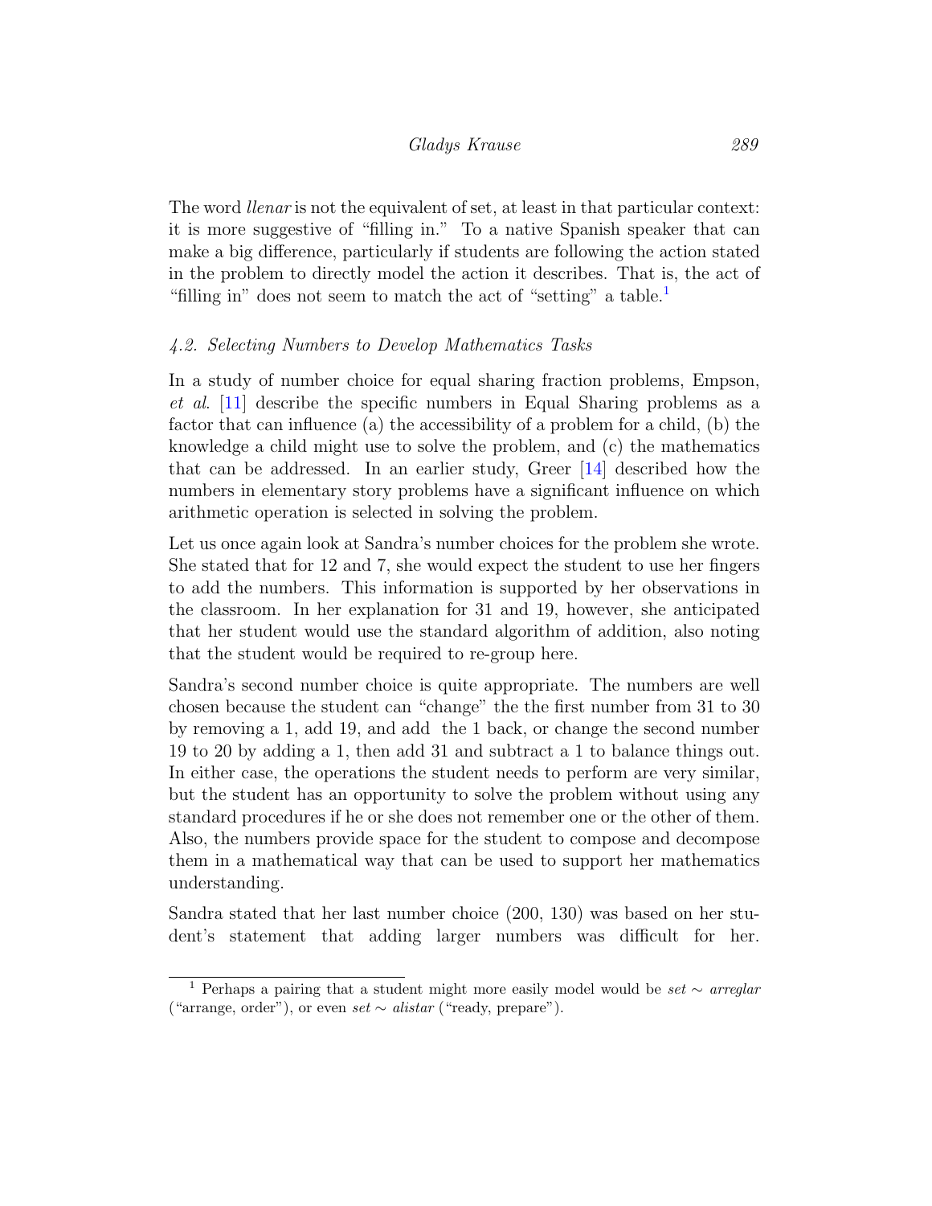The word *llenar* is not the equivalent of set, at least in that particular context: it is more suggestive of "filling in." To a native Spanish speaker that can make a big difference, particularly if students are following the action stated in the problem to directly model the action it describes. That is, the act of "filling in" does not seem to match the act of "setting" a table.[1]

### 4.2. Selecting Numbers to Develop Mathematics Tasks

In a study of number choice for equal sharing fraction problems, Empson, *et al.* [11] describe the specific numbers in Equal Sharing problems as a factor that can influence (a) the accessibility of a problem for a child, (b) the knowledge a child might use to solve the problem, and (c) the mathematics that can be addressed. In an earlier study, Greer [14] described how the numbers in elementary story problems have a significant influence on which arithmetic operation is selected in solving the problem.

Let us once again look at Sandra's number choices for the problem she wrote. She stated that for 12 and 7, she would expect the student to use her fingers to add the numbers. This information is supported by her observations in the classroom. In her explanation for 31 and 19, however, she anticipated that her student would use the standard algorithm of addition, also noting that the student would be required to re-group here.

Sandra's second number choice is quite appropriate. The numbers are well chosen because the student can "change" the the first number from 31 to 30 by removing a 1, add 19, and add the 1 back, or change the second number 19 to 20 by adding a 1, then add 31 and subtract a 1 to balance things out. In either case, the operations the student needs to perform are very similar, but the student has an opportunity to solve the problem without using any standard procedures if he or she does not remember one or the other of them. Also, the numbers provide space for the student to compose and decompose them in a mathematical way that can be used to support her mathematics understanding.

Sandra stated that her last number choice (200, 130) was based on her student's statement that adding larger numbers was difficult for her.

---

[1] Perhaps a pairing that a student might more easily model would be *set* ∼ *arreglar* ("arrange, order"), or even *set* ∼ *alistar* ("ready, prepare").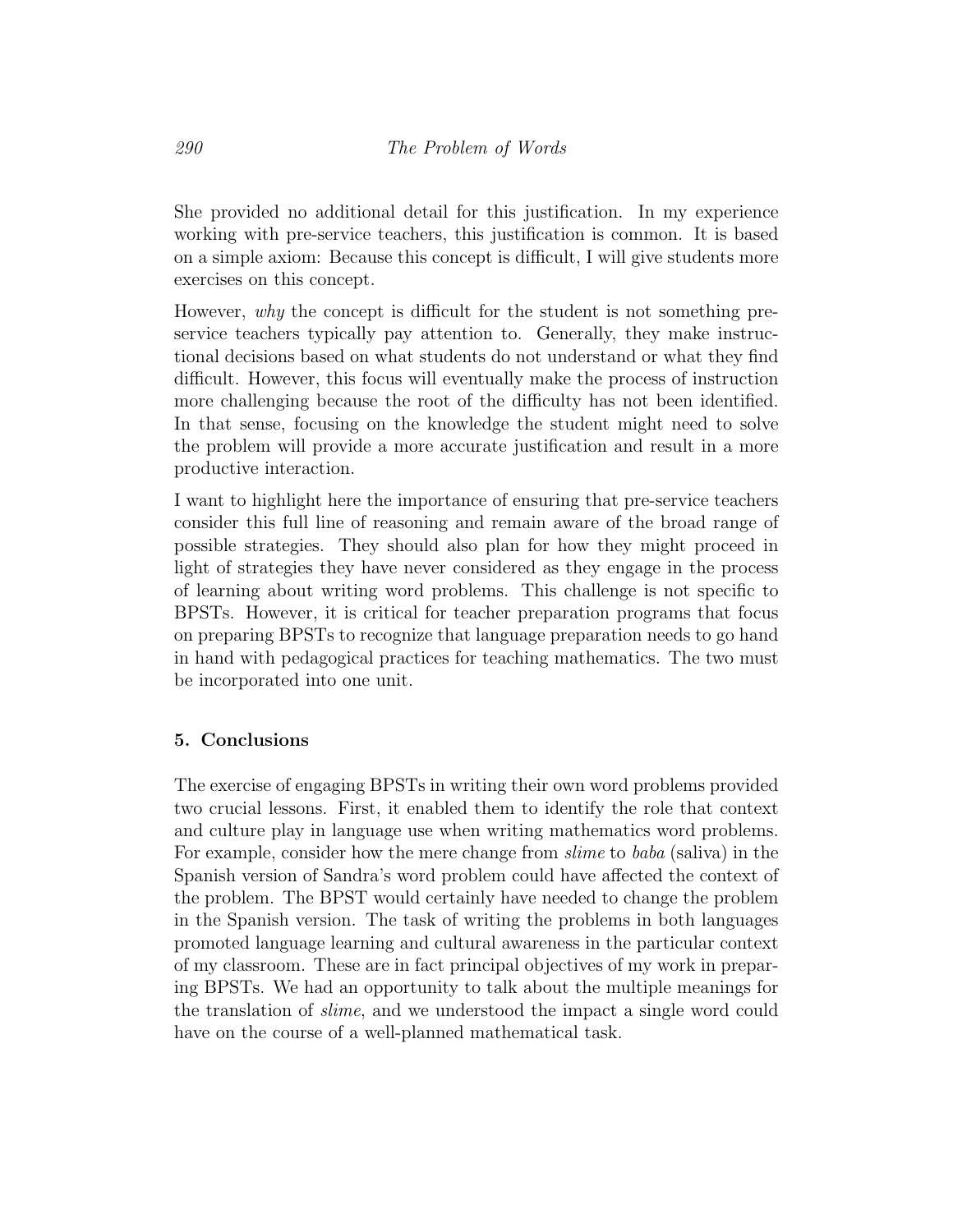She provided no additional detail for this justification. In my experience working with pre-service teachers, this justification is common. It is based on a simple axiom: Because this concept is difficult, I will give students more exercises on this concept.

However, *why* the concept is difficult for the student is not something pre-service teachers typically pay attention to. Generally, they make instructional decisions based on what students do not understand or what they find difficult. However, this focus will eventually make the process of instruction more challenging because the root of the difficulty has not been identified. In that sense, focusing on the knowledge the student might need to solve the problem will provide a more accurate justification and result in a more productive interaction.

I want to highlight here the importance of ensuring that pre-service teachers consider this full line of reasoning and remain aware of the broad range of possible strategies. They should also plan for how they might proceed in light of strategies they have never considered as they engage in the process of learning about writing word problems. This challenge is not specific to BPSTs. However, it is critical for teacher preparation programs that focus on preparing BPSTs to recognize that language preparation needs to go hand in hand with pedagogical practices for teaching mathematics. The two must be incorporated into one unit.

## 5. Conclusions

The exercise of engaging BPSTs in writing their own word problems provided two crucial lessons. First, it enabled them to identify the role that context and culture play in language use when writing mathematics word problems. For example, consider how the mere change from *slime* to *baba* (saliva) in the Spanish version of Sandra's word problem could have affected the context of the problem. The BPST would certainly have needed to change the problem in the Spanish version. The task of writing the problems in both languages promoted language learning and cultural awareness in the particular context of my classroom. These are in fact principal objectives of my work in preparing BPSTs. We had an opportunity to talk about the multiple meanings for the translation of *slime*, and we understood the impact a single word could have on the course of a well-planned mathematical task.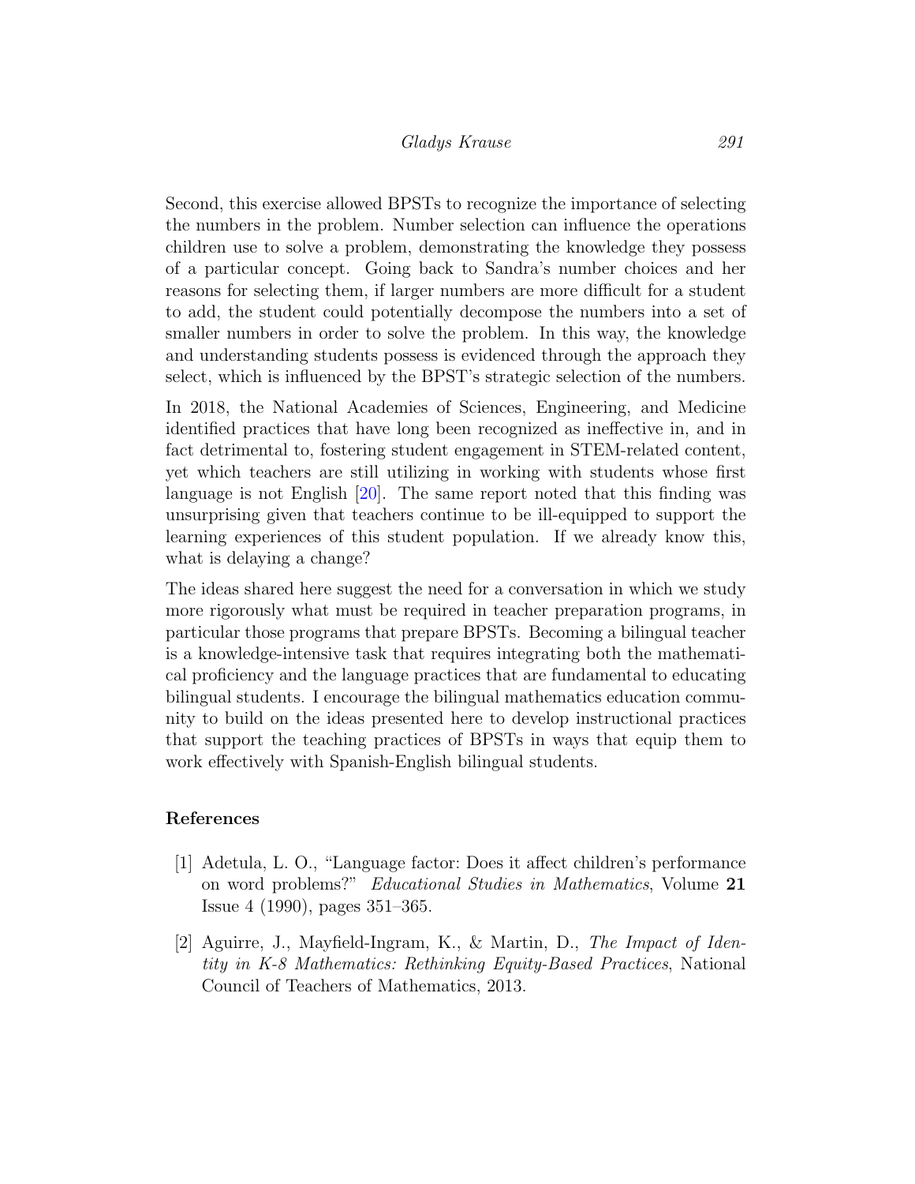Second, this exercise allowed BPSTs to recognize the importance of selecting the numbers in the problem. Number selection can influence the operations children use to solve a problem, demonstrating the knowledge they possess of a particular concept. Going back to Sandra's number choices and her reasons for selecting them, if larger numbers are more difficult for a student to add, the student could potentially decompose the numbers into a set of smaller numbers in order to solve the problem. In this way, the knowledge and understanding students possess is evidenced through the approach they select, which is influenced by the BPST's strategic selection of the numbers.

In 2018, the National Academies of Sciences, Engineering, and Medicine identified practices that have long been recognized as ineffective in, and in fact detrimental to, fostering student engagement in STEM-related content, yet which teachers are still utilizing in working with students whose first language is not English [20]. The same report noted that this finding was unsurprising given that teachers continue to be ill-equipped to support the learning experiences of this student population. If we already know this, what is delaying a change?

The ideas shared here suggest the need for a conversation in which we study more rigorously what must be required in teacher preparation programs, in particular those programs that prepare BPSTs. Becoming a bilingual teacher is a knowledge-intensive task that requires integrating both the mathematical proficiency and the language practices that are fundamental to educating bilingual students. I encourage the bilingual mathematics education community to build on the ideas presented here to develop instructional practices that support the teaching practices of BPSTs in ways that equip them to work effectively with Spanish-English bilingual students.

## References

[1] Adetula, L. O., "Language factor: Does it affect children's performance on word problems?" *Educational Studies in Mathematics*, Volume **21** Issue 4 (1990), pages 351–365.

[2] Aguirre, J., Mayfield-Ingram, K., & Martin, D., *The Impact of Identity in K-8 Mathematics: Rethinking Equity-Based Practices*, National Council of Teachers of Mathematics, 2013.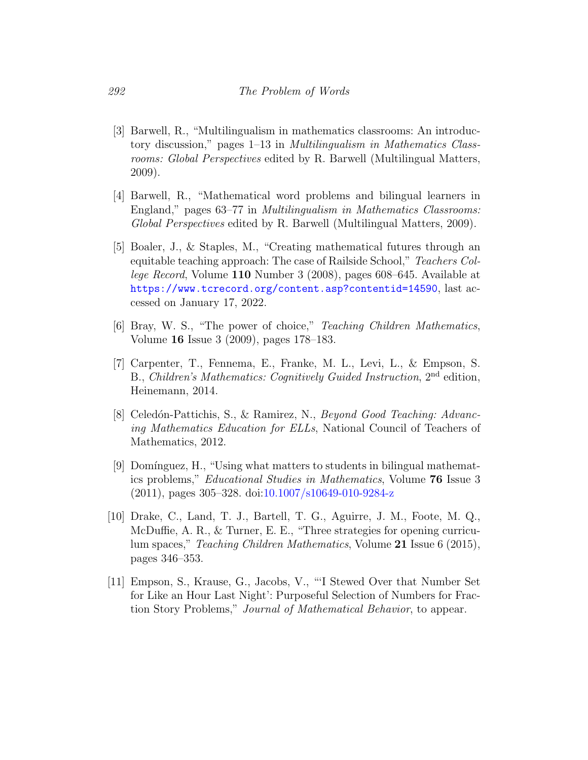[3] Barwell, R., "Multilingualism in mathematics classrooms: An introductory discussion," pages 1–13 in *Multilingualism in Mathematics Classrooms: Global Perspectives* edited by R. Barwell (Multilingual Matters, 2009).

[4] Barwell, R., "Mathematical word problems and bilingual learners in England," pages 63–77 in *Multilingualism in Mathematics Classrooms: Global Perspectives* edited by R. Barwell (Multilingual Matters, 2009).

[5] Boaler, J., & Staples, M., "Creating mathematical futures through an equitable teaching approach: The case of Railside School," *Teachers College Record*, Volume **110** Number 3 (2008), pages 608–645. Available at https://www.tcrecord.org/content.asp?contentid=14590, last accessed on January 17, 2022.

[6] Bray, W. S., "The power of choice," *Teaching Children Mathematics*, Volume **16** Issue 3 (2009), pages 178–183.

[7] Carpenter, T., Fennema, E., Franke, M. L., Levi, L., & Empson, S. B., *Children's Mathematics: Cognitively Guided Instruction*, 2nd edition, Heinemann, 2014.

[8] Celedón-Pattichis, S., & Ramirez, N., *Beyond Good Teaching: Advancing Mathematics Education for ELLs*, National Council of Teachers of Mathematics, 2012.

[9] Domínguez, H., "Using what matters to students in bilingual mathematics problems," *Educational Studies in Mathematics*, Volume **76** Issue 3 (2011), pages 305–328. doi:10.1007/s10649-010-9284-z

[10] Drake, C., Land, T. J., Bartell, T. G., Aguirre, J. M., Foote, M. Q., McDuffie, A. R., & Turner, E. E., "Three strategies for opening curriculum spaces," *Teaching Children Mathematics*, Volume **21** Issue 6 (2015), pages 346–353.

[11] Empson, S., Krause, G., Jacobs, V., "'I Stewed Over that Number Set for Like an Hour Last Night': Purposeful Selection of Numbers for Fraction Story Problems," *Journal of Mathematical Behavior*, to appear.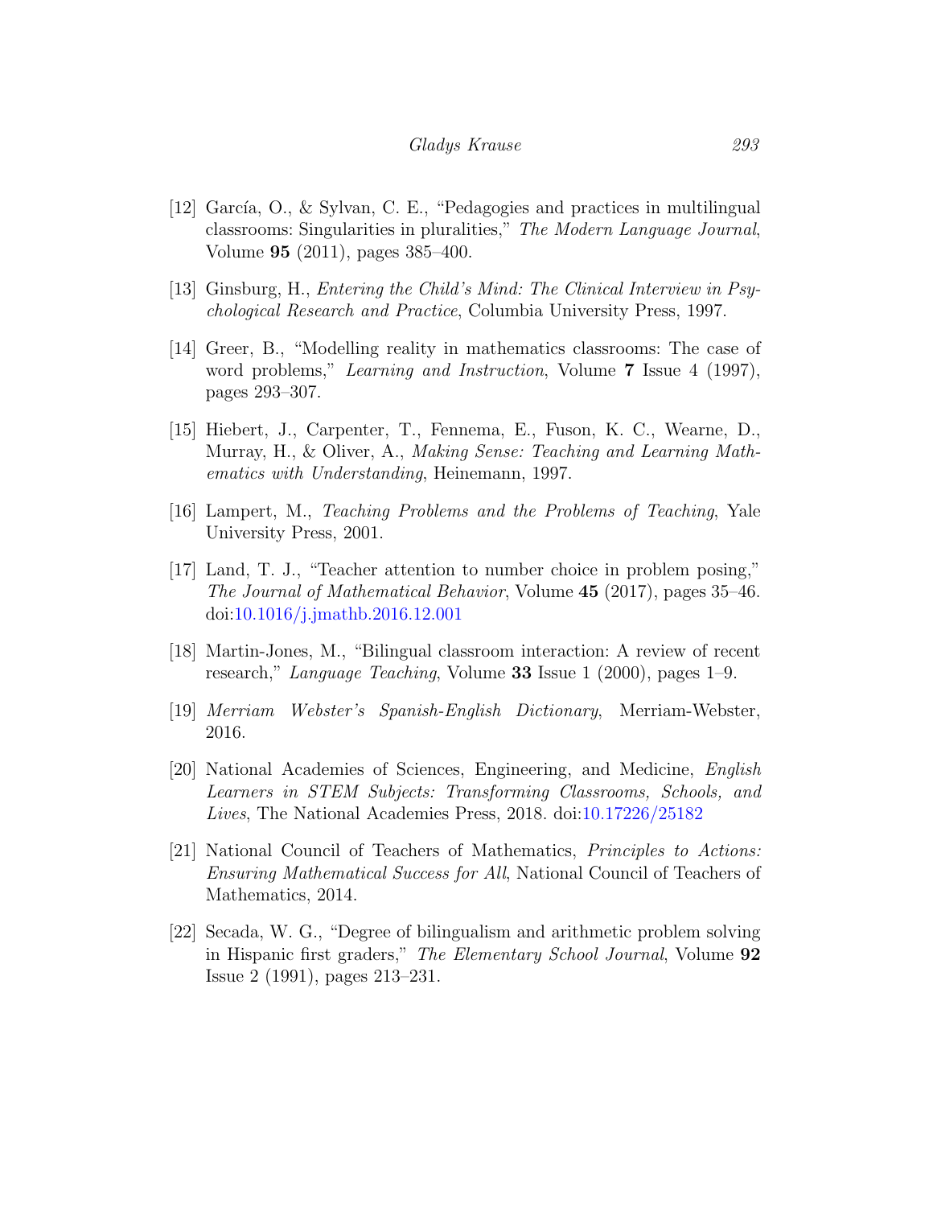[12] García, O., & Sylvan, C. E., "Pedagogies and practices in multilingual classrooms: Singularities in pluralities," *The Modern Language Journal*, Volume **95** (2011), pages 385–400.

[13] Ginsburg, H., *Entering the Child's Mind: The Clinical Interview in Psychological Research and Practice*, Columbia University Press, 1997.

[14] Greer, B., "Modelling reality in mathematics classrooms: The case of word problems," *Learning and Instruction*, Volume **7** Issue 4 (1997), pages 293–307.

[15] Hiebert, J., Carpenter, T., Fennema, E., Fuson, K. C., Wearne, D., Murray, H., & Oliver, A., *Making Sense: Teaching and Learning Mathematics with Understanding*, Heinemann, 1997.

[16] Lampert, M., *Teaching Problems and the Problems of Teaching*, Yale University Press, 2001.

[17] Land, T. J., "Teacher attention to number choice in problem posing," *The Journal of Mathematical Behavior*, Volume **45** (2017), pages 35–46. doi:10.1016/j.jmathb.2016.12.001

[18] Martin-Jones, M., "Bilingual classroom interaction: A review of recent research," *Language Teaching*, Volume **33** Issue 1 (2000), pages 1–9.

[19] *Merriam Webster's Spanish-English Dictionary*, Merriam-Webster, 2016.

[20] National Academies of Sciences, Engineering, and Medicine, *English Learners in STEM Subjects: Transforming Classrooms, Schools, and Lives*, The National Academies Press, 2018. doi:10.17226/25182

[21] National Council of Teachers of Mathematics, *Principles to Actions: Ensuring Mathematical Success for All*, National Council of Teachers of Mathematics, 2014.

[22] Secada, W. G., "Degree of bilingualism and arithmetic problem solving in Hispanic first graders," *The Elementary School Journal*, Volume **92** Issue 2 (1991), pages 213–231.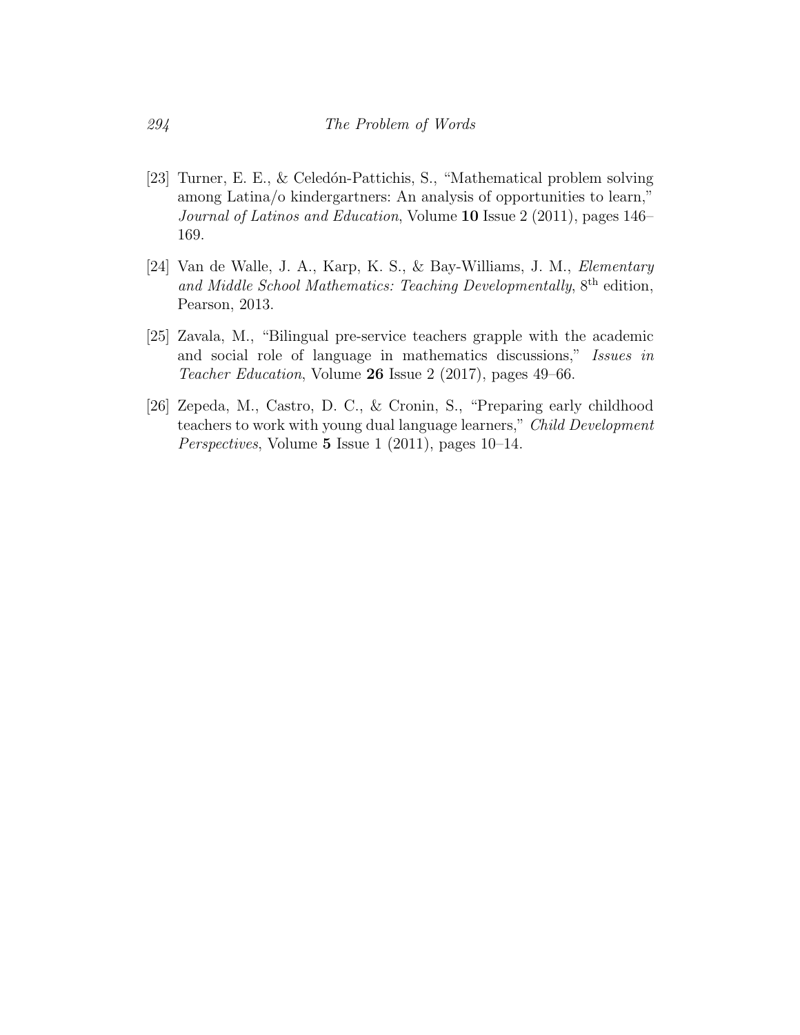[23] Turner, E. E., & Celedón-Pattichis, S., "Mathematical problem solving among Latina/o kindergartners: An analysis of opportunities to learn," *Journal of Latinos and Education*, Volume **10** Issue 2 (2011), pages 146–169.

[24] Van de Walle, J. A., Karp, K. S., & Bay-Williams, J. M., *Elementary and Middle School Mathematics: Teaching Developmentally*, 8th edition, Pearson, 2013.

[25] Zavala, M., "Bilingual pre-service teachers grapple with the academic and social role of language in mathematics discussions," *Issues in Teacher Education*, Volume **26** Issue 2 (2017), pages 49–66.

[26] Zepeda, M., Castro, D. C., & Cronin, S., "Preparing early childhood teachers to work with young dual language learners," *Child Development Perspectives*, Volume **5** Issue 1 (2011), pages 10–14.